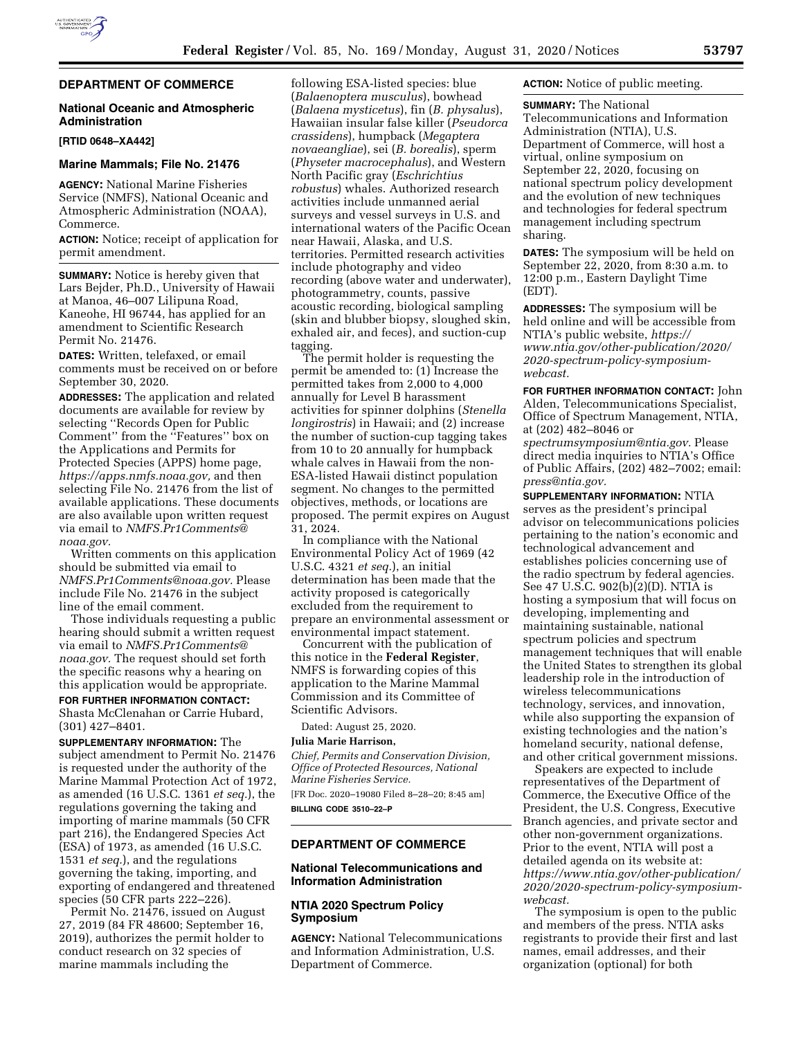## DEPARTMENT OF COMMERCE

### National Oceanic and Atmospheric Administration

**[RTID 0648–XA442]**

### Marine Mammals; File No. 21476

**AGENCY:** National Marine Fisheries Service (NMFS), National Oceanic and Atmospheric Administration (NOAA), Commerce.

**ACTION:** Notice; receipt of application for permit amendment.

**SUMMARY:** Notice is hereby given that Lars Bejder, Ph.D., University of Hawaii at Manoa, 46–007 Lilipuna Road, Kaneohe, HI 96744, has applied for an amendment to Scientific Research Permit No. 21476.

**DATES:** Written, telefaxed, or email comments must be received on or before September 30, 2020.

**ADDRESSES:** The application and related documents are available for review by selecting ''Records Open for Public Comment'' from the ''Features'' box on the Applications and Permits for Protected Species (APPS) home page, *https://apps.nmfs.noaa.gov,* and then selecting File No. 21476 from the list of available applications. These documents are also available upon written request via email to *NMFS.Pr1Comments@noaa.gov.*

Written comments on this application should be submitted via email to *NMFS.Pr1Comments@noaa.gov.* Please include File No. 21476 in the subject line of the email comment.

Those individuals requesting a public hearing should submit a written request via email to *NMFS.Pr1Comments@noaa.gov.* The request should set forth the specific reasons why a hearing on this application would be appropriate.

**FOR FURTHER INFORMATION CONTACT:** Shasta McClenahan or Carrie Hubard, (301) 427–8401.

**SUPPLEMENTARY INFORMATION:** The subject amendment to Permit No. 21476 is requested under the authority of the Marine Mammal Protection Act of 1972, as amended (16 U.S.C. 1361 *et seq.*), the regulations governing the taking and importing of marine mammals (50 CFR part 216), the Endangered Species Act (ESA) of 1973, as amended (16 U.S.C. 1531 *et seq.*), and the regulations governing the taking, importing, and exporting of endangered and threatened species (50 CFR parts 222–226).

Permit No. 21476, issued on August 27, 2019 (84 FR 48600; September 16, 2019), authorizes the permit holder to conduct research on 32 species of marine mammals including the following ESA-listed species: blue (*Balaenoptera musculus*), bowhead (*Balaena mysticetus*), fin (*B. physalus*), Hawaiian insular false killer (*Pseudorca crassidens*), humpback (*Megaptera novaeangliae*), sei (*B. borealis*), sperm (*Physeter macrocephalus*), and Western North Pacific gray (*Eschrichtius robustus*) whales. Authorized research activities include unmanned aerial surveys and vessel surveys in U.S. and international waters of the Pacific Ocean near Hawaii, Alaska, and U.S. territories. Permitted research activities include photography and video recording (above water and underwater), photogrammetry, counts, passive acoustic recording, biological sampling (skin and blubber biopsy, sloughed skin, exhaled air, and feces), and suction-cup tagging.

The permit holder is requesting the permit be amended to: (1) Increase the permitted takes from 2,000 to 4,000 annually for Level B harassment activities for spinner dolphins (*Stenella longirostris*) in Hawaii; and (2) increase the number of suction-cup tagging takes from 10 to 20 annually for humpback whale calves in Hawaii from the non-ESA-listed Hawaii distinct population segment. No changes to the permitted objectives, methods, or locations are proposed. The permit expires on August 31, 2024.

In compliance with the National Environmental Policy Act of 1969 (42 U.S.C. 4321 *et seq.*), an initial determination has been made that the activity proposed is categorically excluded from the requirement to prepare an environmental assessment or environmental impact statement.

Concurrent with the publication of this notice in the **Federal Register**, NMFS is forwarding copies of this application to the Marine Mammal Commission and its Committee of Scientific Advisors.

Dated: August 25, 2020.

**Julia Marie Harrison,**

*Chief, Permits and Conservation Division, Office of Protected Resources, National Marine Fisheries Service.*

[FR Doc. 2020–19080 Filed 8–28–20; 8:45 am]

**BILLING CODE 3510–22–P**

## DEPARTMENT OF COMMERCE

### National Telecommunications and Information Administration

### NTIA 2020 Spectrum Policy Symposium

**AGENCY:** National Telecommunications and Information Administration, U.S. Department of Commerce.

**ACTION:** Notice of public meeting.

**SUMMARY:** The National Telecommunications and Information Administration (NTIA), U.S. Department of Commerce, will host a virtual, online symposium on September 22, 2020, focusing on national spectrum policy development and the evolution of new techniques and technologies for federal spectrum management including spectrum sharing.

**DATES:** The symposium will be held on September 22, 2020, from 8:30 a.m. to 12:00 p.m., Eastern Daylight Time (EDT).

**ADDRESSES:** The symposium will be held online and will be accessible from NTIA's public website, *https://www.ntia.gov/other-publication/2020/2020-spectrum-policy-symposium-webcast.*

**FOR FURTHER INFORMATION CONTACT:** John Alden, Telecommunications Specialist, Office of Spectrum Management, NTIA, at (202) 482–8046 or *spectrumsymposium@ntia.gov.* Please direct media inquiries to NTIA's Office of Public Affairs, (202) 482–7002; email: *press@ntia.gov.*

**SUPPLEMENTARY INFORMATION:** NTIA serves as the president's principal advisor on telecommunications policies pertaining to the nation's economic and technological advancement and establishes policies concerning use of the radio spectrum by federal agencies. See 47 U.S.C. 902(b)(2)(D). NTIA is hosting a symposium that will focus on developing, implementing and maintaining sustainable, national spectrum policies and spectrum management techniques that will enable the United States to strengthen its global leadership role in the introduction of wireless telecommunications technology, services, and innovation, while also supporting the expansion of existing technologies and the nation's homeland security, national defense, and other critical government missions.

Speakers are expected to include representatives of the Department of Commerce, the Executive Office of the President, the U.S. Congress, Executive Branch agencies, and private sector and other non-government organizations. Prior to the event, NTIA will post a detailed agenda on its website at: *https://www.ntia.gov/other-publication/2020/2020-spectrum-policy-symposium-webcast.*

The symposium is open to the public and members of the press. NTIA asks registrants to provide their first and last names, email addresses, and their organization (optional) for both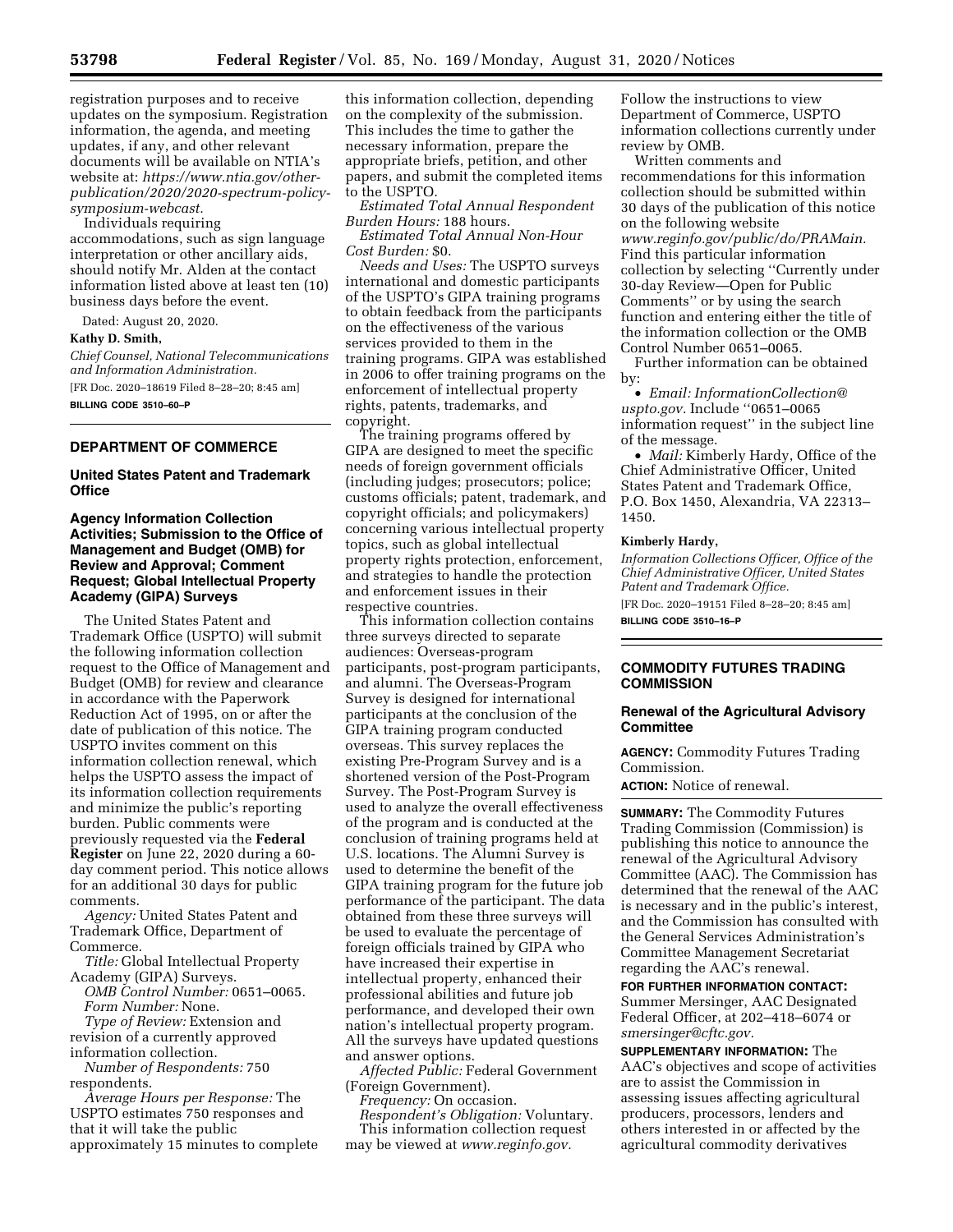registration purposes and to receive updates on the symposium. Registration information, the agenda, and meeting updates, if any, and other relevant documents will be available on NTIA's website at: *https://www.ntia.gov/other-publication/2020/2020-spectrum-policy-symposium-webcast.*

Individuals requiring accommodations, such as sign language interpretation or other ancillary aids, should notify Mr. Alden at the contact information listed above at least ten (10) business days before the event.

Dated: August 20, 2020.

**Kathy D. Smith,**

*Chief Counsel, National Telecommunications and Information Administration.*

[FR Doc. 2020–18619 Filed 8–28–20; 8:45 am]

**BILLING CODE 3510–60–P**

## DEPARTMENT OF COMMERCE

### United States Patent and Trademark Office

### Agency Information Collection Activities; Submission to the Office of Management and Budget (OMB) for Review and Approval; Comment Request; Global Intellectual Property Academy (GIPA) Surveys

The United States Patent and Trademark Office (USPTO) will submit the following information collection request to the Office of Management and Budget (OMB) for review and clearance in accordance with the Paperwork Reduction Act of 1995, on or after the date of publication of this notice. The USPTO invites comment on this information collection renewal, which helps the USPTO assess the impact of its information collection requirements and minimize the public's reporting burden. Public comments were previously requested via the **Federal Register** on June 22, 2020 during a 60-day comment period. This notice allows for an additional 30 days for public comments.

*Agency:* United States Patent and Trademark Office, Department of Commerce.

*Title:* Global Intellectual Property Academy (GIPA) Surveys.

*OMB Control Number:* 0651–0065.

*Form Number:* None.

*Type of Review:* Extension and revision of a currently approved information collection.

*Number of Respondents:* 750 respondents.

*Average Hours per Response:* The USPTO estimates 750 responses and that it will take the public approximately 15 minutes to complete this information collection, depending on the complexity of the submission. This includes the time to gather the necessary information, prepare the appropriate briefs, petition, and other papers, and submit the completed items to the USPTO.

*Estimated Total Annual Respondent Burden Hours:* 188 hours.

*Estimated Total Annual Non-Hour Cost Burden:* $0.

*Needs and Uses:* The USPTO surveys international and domestic participants of the USPTO's GIPA training programs to obtain feedback from the participants on the effectiveness of the various services provided to them in the training programs. GIPA was established in 2006 to offer training programs on the enforcement of intellectual property rights, patents, trademarks, and copyright.

The training programs offered by GIPA are designed to meet the specific needs of foreign government officials (including judges; prosecutors; police; customs officials; patent, trademark, and copyright officials; and policymakers) concerning various intellectual property topics, such as global intellectual property rights protection, enforcement, and strategies to handle the protection and enforcement issues in their respective countries.

This information collection contains three surveys directed to separate audiences: Overseas-program participants, post-program participants, and alumni. The Overseas-Program Survey is designed for international participants at the conclusion of the GIPA training program conducted overseas. This survey replaces the existing Pre-Program Survey and is a shortened version of the Post-Program Survey. The Post-Program Survey is used to analyze the overall effectiveness of the program and is conducted at the conclusion of training programs held at U.S. locations. The Alumni Survey is used to determine the benefit of the GIPA training program for the future job performance of the participant. The data obtained from these three surveys will be used to evaluate the percentage of foreign officials trained by GIPA who have increased their expertise in intellectual property, enhanced their professional abilities and future job performance, and developed their own nation's intellectual property program. All the surveys have updated questions and answer options.

*Affected Public:* Federal Government (Foreign Government).

*Frequency:* On occasion.

*Respondent's Obligation:* Voluntary.

This information collection request may be viewed at *www.reginfo.gov.* Follow the instructions to view Department of Commerce, USPTO information collections currently under review by OMB.

Written comments and recommendations for this information collection should be submitted within 30 days of the publication of this notice on the following website *www.reginfo.gov/public/do/PRAMain.* Find this particular information collection by selecting ''Currently under 30-day Review—Open for Public Comments'' or by using the search function and entering either the title of the information collection or the OMB Control Number 0651–0065.

Further information can be obtained by:

- *Email: InformationCollection@uspto.gov.* Include ''0651–0065 information request'' in the subject line of the message.
- *Mail:* Kimberly Hardy, Office of the Chief Administrative Officer, United States Patent and Trademark Office, P.O. Box 1450, Alexandria, VA 22313–1450.

**Kimberly Hardy,**

*Information Collections Officer, Office of the Chief Administrative Officer, United States Patent and Trademark Office.*

[FR Doc. 2020–19151 Filed 8–28–20; 8:45 am]

**BILLING CODE 3510–16–P**

## COMMODITY FUTURES TRADING COMMISSION

### Renewal of the Agricultural Advisory Committee

**AGENCY:** Commodity Futures Trading Commission.

**ACTION:** Notice of renewal.

**SUMMARY:** The Commodity Futures Trading Commission (Commission) is publishing this notice to announce the renewal of the Agricultural Advisory Committee (AAC). The Commission has determined that the renewal of the AAC is necessary and in the public's interest, and the Commission has consulted with the General Services Administration's Committee Management Secretariat regarding the AAC's renewal.

**FOR FURTHER INFORMATION CONTACT:** Summer Mersinger, AAC Designated Federal Officer, at 202–418–6074 or *smersinger@cftc.gov.*

**SUPPLEMENTARY INFORMATION:** The AAC's objectives and scope of activities are to assist the Commission in assessing issues affecting agricultural producers, processors, lenders and others interested in or affected by the agricultural commodity derivatives